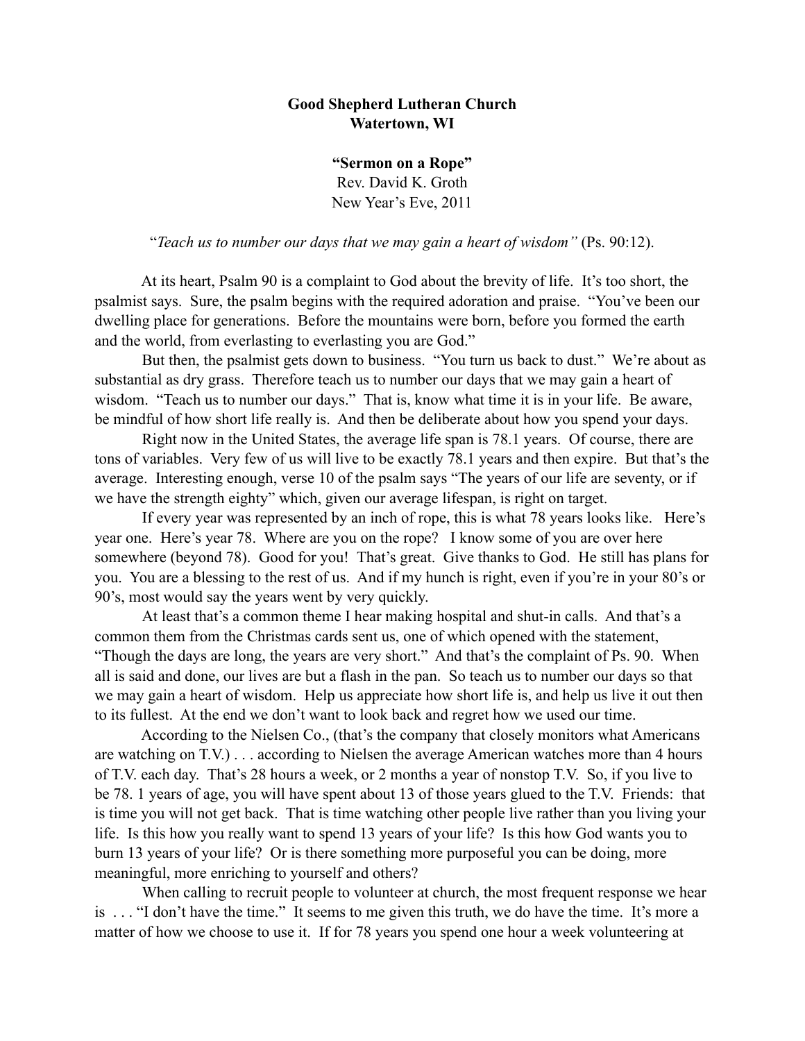**Good Shepherd Lutheran Church**
**Watertown, WI**

**"Sermon on a Rope"**
Rev. David K. Groth
New Year's Eve, 2011

"*Teach us to number our days that we may gain a heart of wisdom"* (Ps. 90:12).

At its heart, Psalm 90 is a complaint to God about the brevity of life. It's too short, the psalmist says. Sure, the psalm begins with the required adoration and praise. "You've been our dwelling place for generations. Before the mountains were born, before you formed the earth and the world, from everlasting to everlasting you are God."

But then, the psalmist gets down to business. "You turn us back to dust." We're about as substantial as dry grass. Therefore teach us to number our days that we may gain a heart of wisdom. "Teach us to number our days." That is, know what time it is in your life. Be aware, be mindful of how short life really is. And then be deliberate about how you spend your days.

Right now in the United States, the average life span is 78.1 years. Of course, there are tons of variables. Very few of us will live to be exactly 78.1 years and then expire. But that's the average. Interesting enough, verse 10 of the psalm says "The years of our life are seventy, or if we have the strength eighty" which, given our average lifespan, is right on target.

If every year was represented by an inch of rope, this is what 78 years looks like. Here's year one. Here's year 78. Where are you on the rope? I know some of you are over here somewhere (beyond 78). Good for you! That's great. Give thanks to God. He still has plans for you. You are a blessing to the rest of us. And if my hunch is right, even if you're in your 80's or 90's, most would say the years went by very quickly.

At least that's a common theme I hear making hospital and shut-in calls. And that's a common them from the Christmas cards sent us, one of which opened with the statement, "Though the days are long, the years are very short." And that's the complaint of Ps. 90. When all is said and done, our lives are but a flash in the pan. So teach us to number our days so that we may gain a heart of wisdom. Help us appreciate how short life is, and help us live it out then to its fullest. At the end we don't want to look back and regret how we used our time.

According to the Nielsen Co., (that's the company that closely monitors what Americans are watching on T.V.) . . . according to Nielsen the average American watches more than 4 hours of T.V. each day. That's 28 hours a week, or 2 months a year of nonstop T.V. So, if you live to be 78. 1 years of age, you will have spent about 13 of those years glued to the T.V. Friends: that is time you will not get back. That is time watching other people live rather than you living your life. Is this how you really want to spend 13 years of your life? Is this how God wants you to burn 13 years of your life? Or is there something more purposeful you can be doing, more meaningful, more enriching to yourself and others?

When calling to recruit people to volunteer at church, the most frequent response we hear is . . . "I don't have the time." It seems to me given this truth, we do have the time. It's more a matter of how we choose to use it. If for 78 years you spend one hour a week volunteering at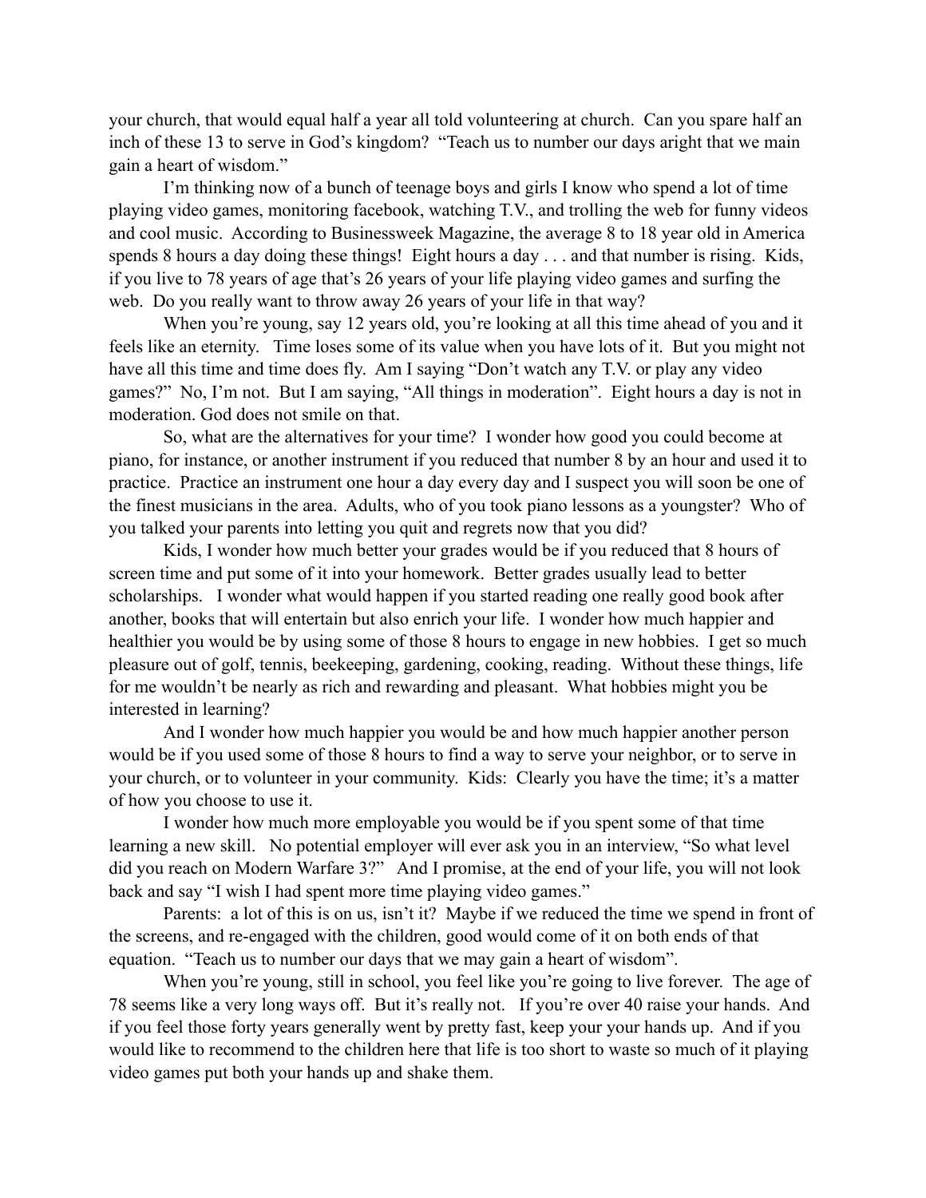your church, that would equal half a year all told volunteering at church. Can you spare half an inch of these 13 to serve in God's kingdom? "Teach us to number our days aright that we main gain a heart of wisdom."

I'm thinking now of a bunch of teenage boys and girls I know who spend a lot of time playing video games, monitoring facebook, watching T.V., and trolling the web for funny videos and cool music. According to Businessweek Magazine, the average 8 to 18 year old in America spends 8 hours a day doing these things! Eight hours a day . . . and that number is rising. Kids, if you live to 78 years of age that's 26 years of your life playing video games and surfing the web. Do you really want to throw away 26 years of your life in that way?

When you're young, say 12 years old, you're looking at all this time ahead of you and it feels like an eternity. Time loses some of its value when you have lots of it. But you might not have all this time and time does fly. Am I saying "Don't watch any T.V. or play any video games?" No, I'm not. But I am saying, "All things in moderation". Eight hours a day is not in moderation. God does not smile on that.

So, what are the alternatives for your time? I wonder how good you could become at piano, for instance, or another instrument if you reduced that number 8 by an hour and used it to practice. Practice an instrument one hour a day every day and I suspect you will soon be one of the finest musicians in the area. Adults, who of you took piano lessons as a youngster? Who of you talked your parents into letting you quit and regrets now that you did?

Kids, I wonder how much better your grades would be if you reduced that 8 hours of screen time and put some of it into your homework. Better grades usually lead to better scholarships. I wonder what would happen if you started reading one really good book after another, books that will entertain but also enrich your life. I wonder how much happier and healthier you would be by using some of those 8 hours to engage in new hobbies. I get so much pleasure out of golf, tennis, beekeeping, gardening, cooking, reading. Without these things, life for me wouldn't be nearly as rich and rewarding and pleasant. What hobbies might you be interested in learning?

And I wonder how much happier you would be and how much happier another person would be if you used some of those 8 hours to find a way to serve your neighbor, or to serve in your church, or to volunteer in your community. Kids: Clearly you have the time; it's a matter of how you choose to use it.

I wonder how much more employable you would be if you spent some of that time learning a new skill. No potential employer will ever ask you in an interview, "So what level did you reach on Modern Warfare 3?" And I promise, at the end of your life, you will not look back and say "I wish I had spent more time playing video games."

Parents: a lot of this is on us, isn't it? Maybe if we reduced the time we spend in front of the screens, and re-engaged with the children, good would come of it on both ends of that equation. "Teach us to number our days that we may gain a heart of wisdom".

When you're young, still in school, you feel like you're going to live forever. The age of 78 seems like a very long ways off. But it's really not. If you're over 40 raise your hands. And if you feel those forty years generally went by pretty fast, keep your your hands up. And if you would like to recommend to the children here that life is too short to waste so much of it playing video games put both your hands up and shake them.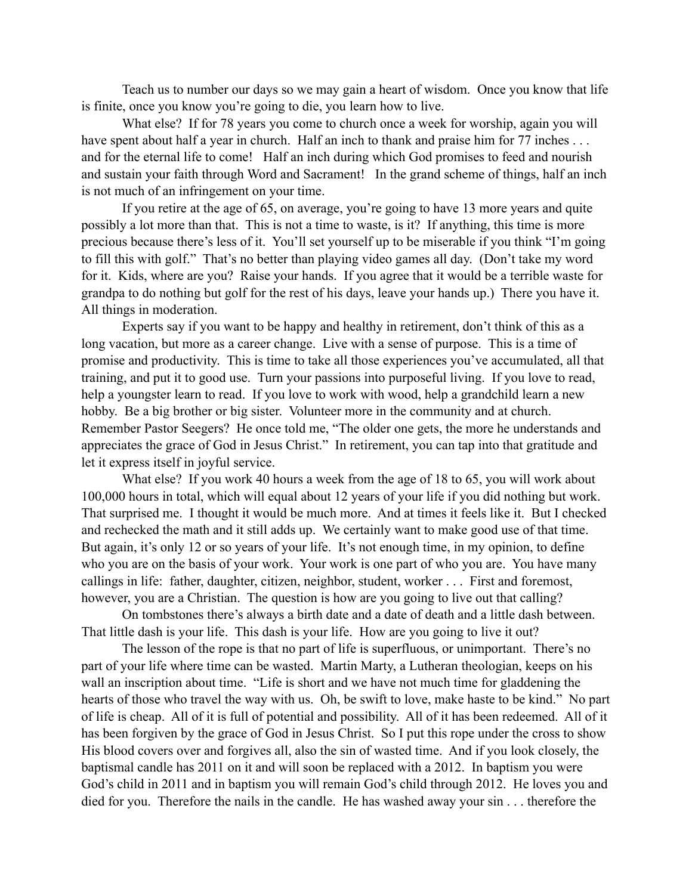Teach us to number our days so we may gain a heart of wisdom. Once you know that life is finite, once you know you're going to die, you learn how to live.

What else? If for 78 years you come to church once a week for worship, again you will have spent about half a year in church. Half an inch to thank and praise him for 77 inches . . . and for the eternal life to come! Half an inch during which God promises to feed and nourish and sustain your faith through Word and Sacrament! In the grand scheme of things, half an inch is not much of an infringement on your time.

If you retire at the age of 65, on average, you're going to have 13 more years and quite possibly a lot more than that. This is not a time to waste, is it? If anything, this time is more precious because there's less of it. You'll set yourself up to be miserable if you think "I'm going to fill this with golf." That's no better than playing video games all day. (Don't take my word for it. Kids, where are you? Raise your hands. If you agree that it would be a terrible waste for grandpa to do nothing but golf for the rest of his days, leave your hands up.) There you have it. All things in moderation.

Experts say if you want to be happy and healthy in retirement, don't think of this as a long vacation, but more as a career change. Live with a sense of purpose. This is a time of promise and productivity. This is time to take all those experiences you've accumulated, all that training, and put it to good use. Turn your passions into purposeful living. If you love to read, help a youngster learn to read. If you love to work with wood, help a grandchild learn a new hobby. Be a big brother or big sister. Volunteer more in the community and at church. Remember Pastor Seegers? He once told me, "The older one gets, the more he understands and appreciates the grace of God in Jesus Christ." In retirement, you can tap into that gratitude and let it express itself in joyful service.

What else? If you work 40 hours a week from the age of 18 to 65, you will work about 100,000 hours in total, which will equal about 12 years of your life if you did nothing but work. That surprised me. I thought it would be much more. And at times it feels like it. But I checked and rechecked the math and it still adds up. We certainly want to make good use of that time. But again, it's only 12 or so years of your life. It's not enough time, in my opinion, to define who you are on the basis of your work. Your work is one part of who you are. You have many callings in life: father, daughter, citizen, neighbor, student, worker . . . First and foremost, however, you are a Christian. The question is how are you going to live out that calling?

On tombstones there's always a birth date and a date of death and a little dash between. That little dash is your life. This dash is your life. How are you going to live it out?

The lesson of the rope is that no part of life is superfluous, or unimportant. There's no part of your life where time can be wasted. Martin Marty, a Lutheran theologian, keeps on his wall an inscription about time. "Life is short and we have not much time for gladdening the hearts of those who travel the way with us. Oh, be swift to love, make haste to be kind." No part of life is cheap. All of it is full of potential and possibility. All of it has been redeemed. All of it has been forgiven by the grace of God in Jesus Christ. So I put this rope under the cross to show His blood covers over and forgives all, also the sin of wasted time. And if you look closely, the baptismal candle has 2011 on it and will soon be replaced with a 2012. In baptism you were God's child in 2011 and in baptism you will remain God's child through 2012. He loves you and died for you. Therefore the nails in the candle. He has washed away your sin . . . therefore the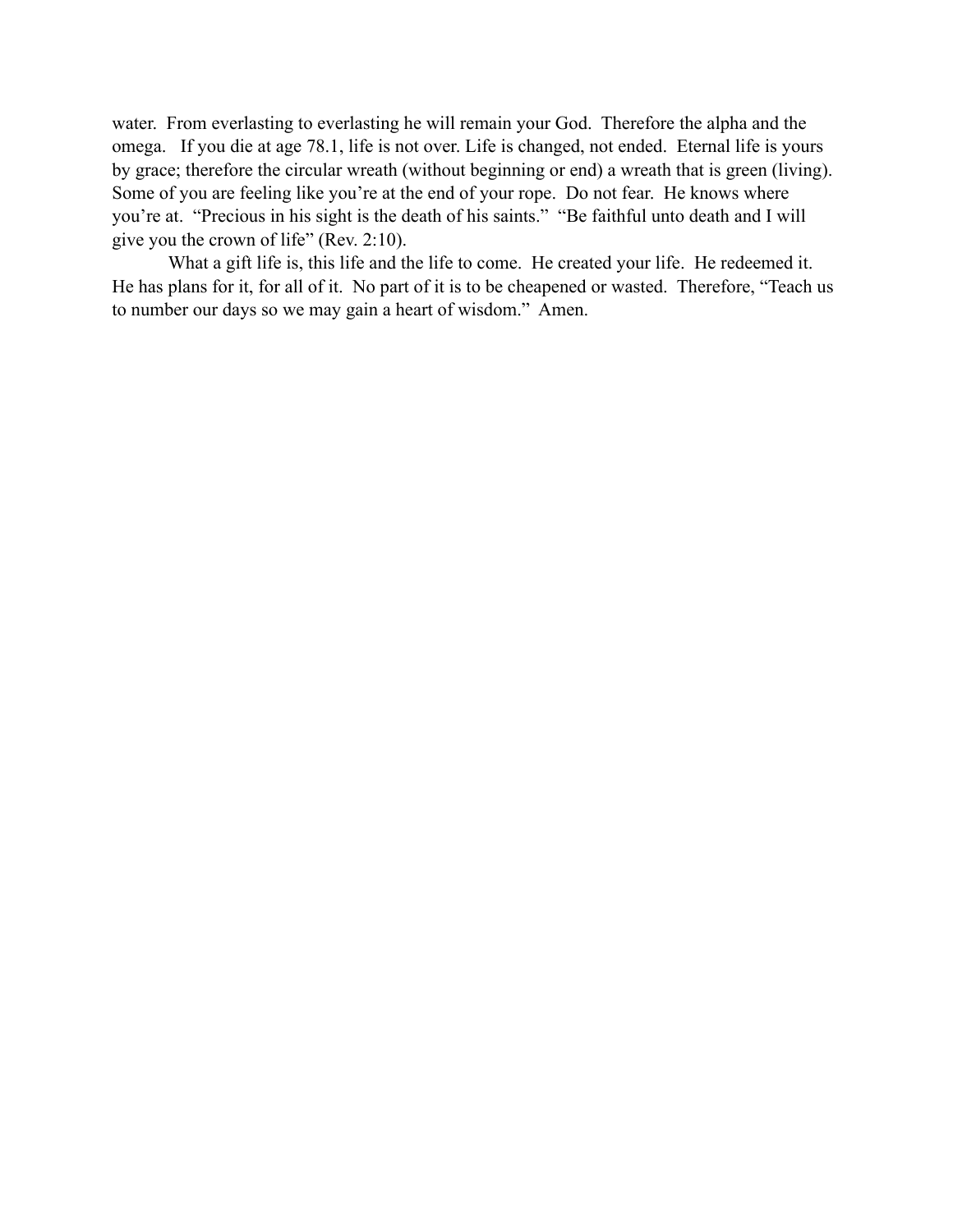water. From everlasting to everlasting he will remain your God. Therefore the alpha and the omega. If you die at age 78.1, life is not over. Life is changed, not ended. Eternal life is yours by grace; therefore the circular wreath (without beginning or end) a wreath that is green (living). Some of you are feeling like you're at the end of your rope. Do not fear. He knows where you're at. "Precious in his sight is the death of his saints." "Be faithful unto death and I will give you the crown of life" (Rev. 2:10).

What a gift life is, this life and the life to come. He created your life. He redeemed it. He has plans for it, for all of it. No part of it is to be cheapened or wasted. Therefore, "Teach us to number our days so we may gain a heart of wisdom." Amen.